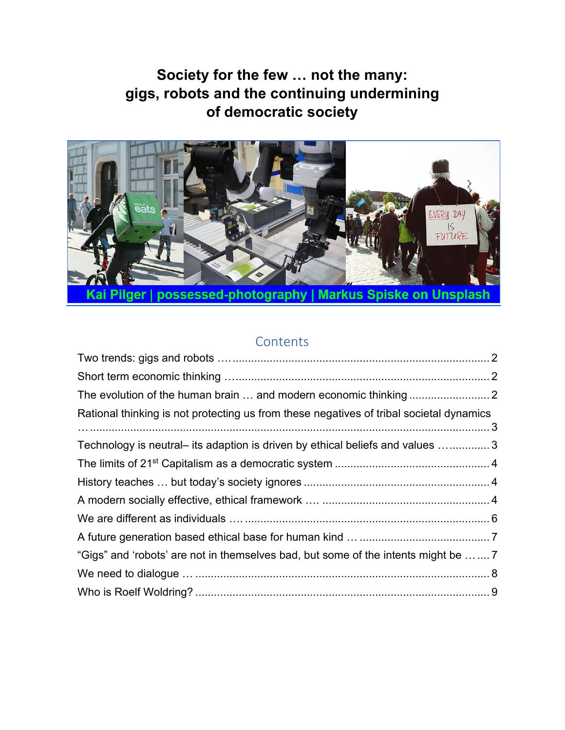# Society for the few … not the many: gigs, robots and the continuing undermining of democratic society

Kai Pilger | possessed-photography | Markus Spiske on Unsplash

## Contents

Two trends: gigs and robots …. 2
Short term economic thinking …. 2
The evolution of the human brain … and modern economic thinking …. 2
Rational thinking is not protecting us from these negatives of tribal societal dynamics … 3
Technology is neutral– its adaption is driven by ethical beliefs and values …. 3
The limits of 21st Capitalism as a democratic system …. 4
History teaches … but today's society ignores …. 4
A modern socially effective, ethical framework …. 4
We are different as individuals …. 6
A future generation based ethical base for human kind … 7
"Gigs" and 'robots' are not in themselves bad, but some of the intents might be … 7
We need to dialogue … 8
Who is Roelf Woldring? 9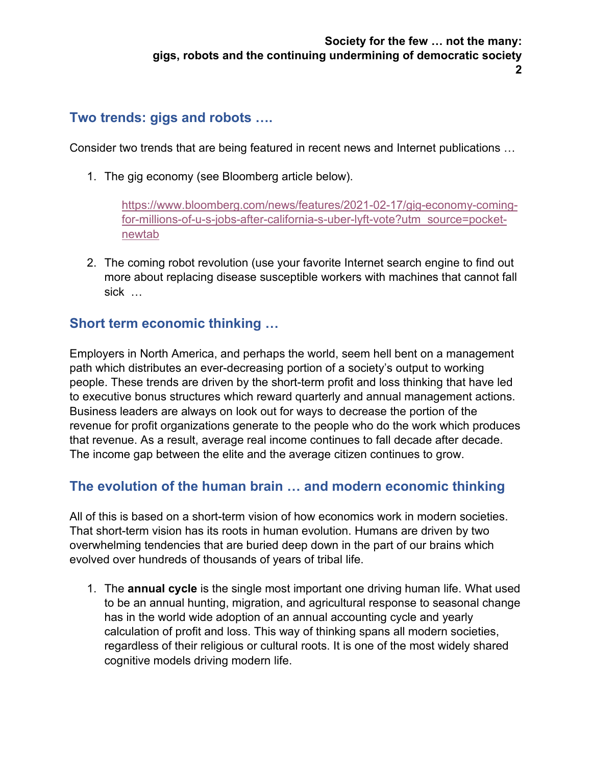## Two trends: gigs and robots ….

Consider two trends that are being featured in recent news and Internet publications …

1. The gig economy (see Bloomberg article below).

   https://www.bloomberg.com/news/features/2021-02-17/gig-economy-coming-for-millions-of-u-s-jobs-after-california-s-uber-lyft-vote?utm_source=pocket-newtab

2. The coming robot revolution (use your favorite Internet search engine to find out more about replacing disease susceptible workers with machines that cannot fall sick …

## Short term economic thinking …

Employers in North America, and perhaps the world, seem hell bent on a management path which distributes an ever-decreasing portion of a society's output to working people. These trends are driven by the short-term profit and loss thinking that have led to executive bonus structures which reward quarterly and annual management actions. Business leaders are always on look out for ways to decrease the portion of the revenue for profit organizations generate to the people who do the work which produces that revenue. As a result, average real income continues to fall decade after decade. The income gap between the elite and the average citizen continues to grow.

## The evolution of the human brain … and modern economic thinking

All of this is based on a short-term vision of how economics work in modern societies. That short-term vision has its roots in human evolution. Humans are driven by two overwhelming tendencies that are buried deep down in the part of our brains which evolved over hundreds of thousands of years of tribal life.

1. The **annual cycle** is the single most important one driving human life. What used to be an annual hunting, migration, and agricultural response to seasonal change has in the world wide adoption of an annual accounting cycle and yearly calculation of profit and loss. This way of thinking spans all modern societies, regardless of their religious or cultural roots. It is one of the most widely shared cognitive models driving modern life.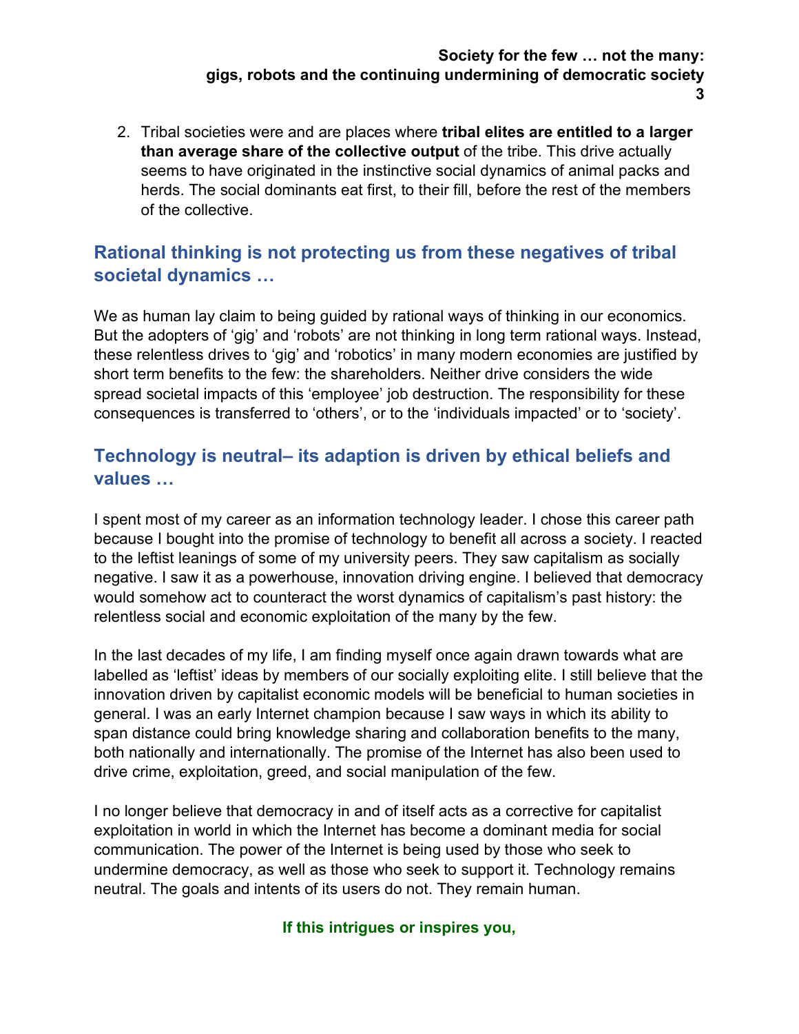2. Tribal societies were and are places where **tribal elites are entitled to a larger than average share of the collective output** of the tribe. This drive actually seems to have originated in the instinctive social dynamics of animal packs and herds. The social dominants eat first, to their fill, before the rest of the members of the collective.

## Rational thinking is not protecting us from these negatives of tribal societal dynamics …

We as human lay claim to being guided by rational ways of thinking in our economics. But the adopters of 'gig' and 'robots' are not thinking in long term rational ways. Instead, these relentless drives to 'gig' and 'robotics' in many modern economies are justified by short term benefits to the few: the shareholders. Neither drive considers the wide spread societal impacts of this 'employee' job destruction. The responsibility for these consequences is transferred to 'others', or to the 'individuals impacted' or to 'society'.

## Technology is neutral– its adaption is driven by ethical beliefs and values …

I spent most of my career as an information technology leader. I chose this career path because I bought into the promise of technology to benefit all across a society. I reacted to the leftist leanings of some of my university peers. They saw capitalism as socially negative. I saw it as a powerhouse, innovation driving engine. I believed that democracy would somehow act to counteract the worst dynamics of capitalism's past history: the relentless social and economic exploitation of the many by the few.

In the last decades of my life, I am finding myself once again drawn towards what are labelled as 'leftist' ideas by members of our socially exploiting elite. I still believe that the innovation driven by capitalist economic models will be beneficial to human societies in general. I was an early Internet champion because I saw ways in which its ability to span distance could bring knowledge sharing and collaboration benefits to the many, both nationally and internationally. The promise of the Internet has also been used to drive crime, exploitation, greed, and social manipulation of the few.

I no longer believe that democracy in and of itself acts as a corrective for capitalist exploitation in world in which the Internet has become a dominant media for social communication. The power of the Internet is being used by those who seek to undermine democracy, as well as those who seek to support it. Technology remains neutral. The goals and intents of its users do not. They remain human.

**If this intrigues or inspires you,**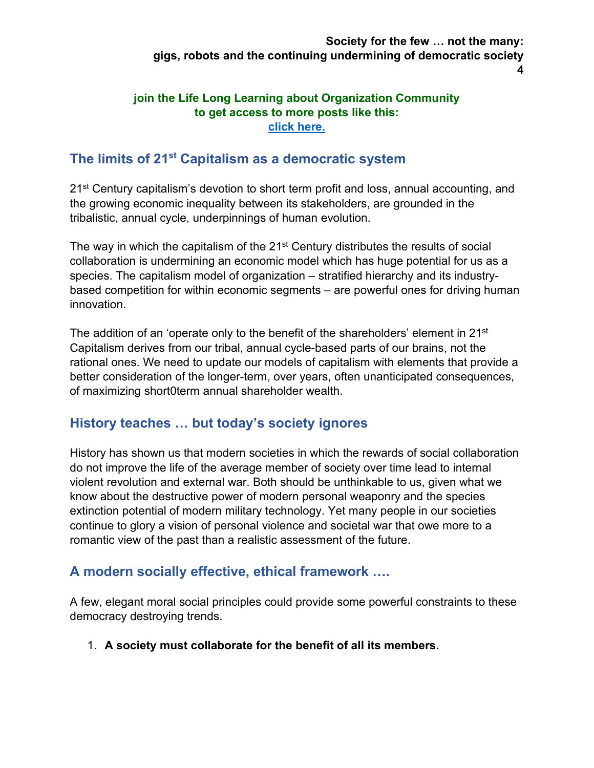**join the Life Long Learning about Organization Community**
**to get access to more posts like this:**
**click here.**

## The limits of 21st Capitalism as a democratic system

21st Century capitalism's devotion to short term profit and loss, annual accounting, and the growing economic inequality between its stakeholders, are grounded in the tribalistic, annual cycle, underpinnings of human evolution.

The way in which the capitalism of the 21st Century distributes the results of social collaboration is undermining an economic model which has huge potential for us as a species. The capitalism model of organization – stratified hierarchy and its industry-based competition for within economic segments – are powerful ones for driving human innovation.

The addition of an 'operate only to the benefit of the shareholders' element in 21st Capitalism derives from our tribal, annual cycle-based parts of our brains, not the rational ones. We need to update our models of capitalism with elements that provide a better consideration of the longer-term, over years, often unanticipated consequences, of maximizing short0term annual shareholder wealth.

## History teaches … but today's society ignores

History has shown us that modern societies in which the rewards of social collaboration do not improve the life of the average member of society over time lead to internal violent revolution and external war. Both should be unthinkable to us, given what we know about the destructive power of modern personal weaponry and the species extinction potential of modern military technology. Yet many people in our societies continue to glory a vision of personal violence and societal war that owe more to a romantic view of the past than a realistic assessment of the future.

## A modern socially effective, ethical framework ….

A few, elegant moral social principles could provide some powerful constraints to these democracy destroying trends.

1. **A society must collaborate for the benefit of all its members.**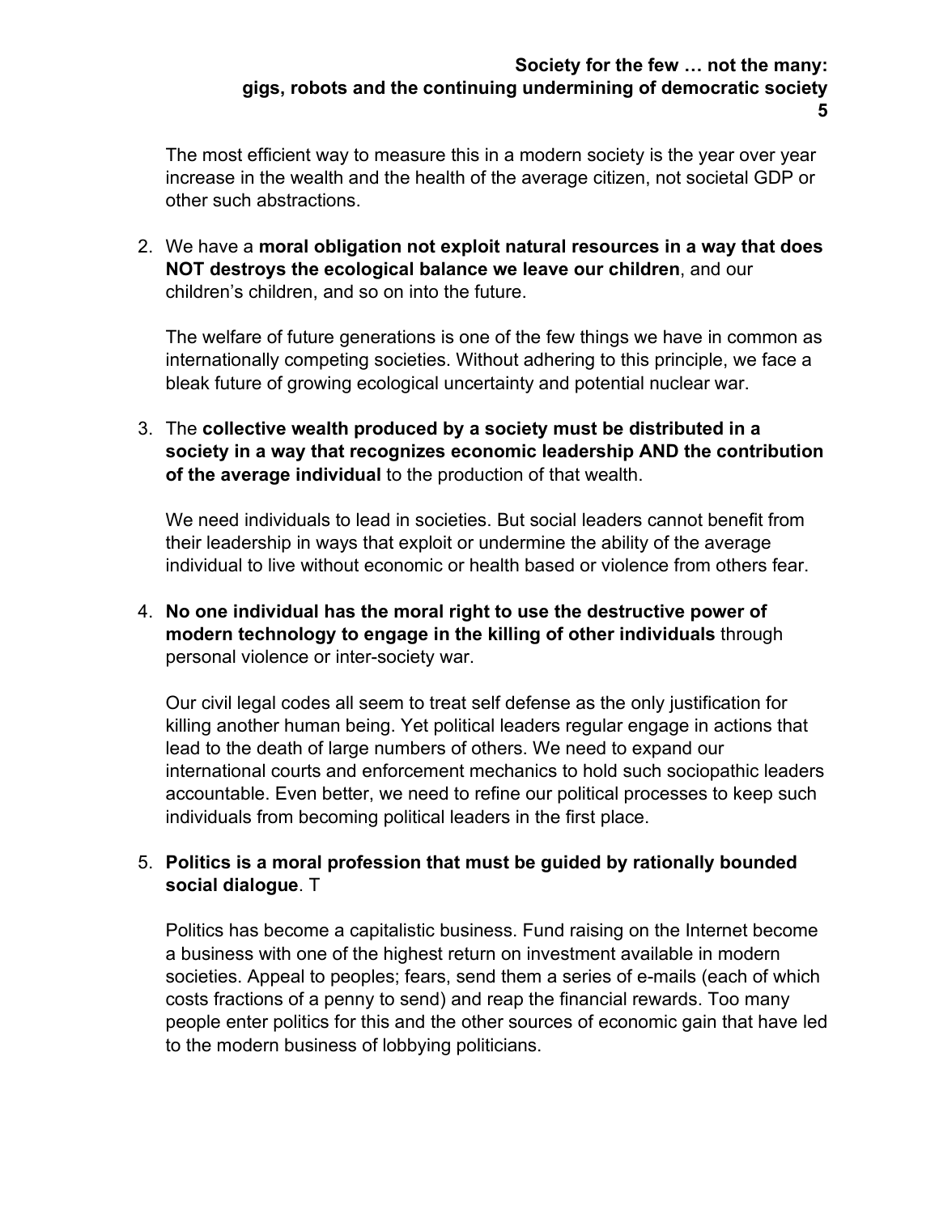The most efficient way to measure this in a modern society is the year over year increase in the wealth and the health of the average citizen, not societal GDP or other such abstractions.

2. We have a **moral obligation not exploit natural resources in a way that does NOT destroys the ecological balance we leave our children**, and our children's children, and so on into the future.

   The welfare of future generations is one of the few things we have in common as internationally competing societies. Without adhering to this principle, we face a bleak future of growing ecological uncertainty and potential nuclear war.

3. The **collective wealth produced by a society must be distributed in a society in a way that recognizes economic leadership AND the contribution of the average individual** to the production of that wealth.

   We need individuals to lead in societies. But social leaders cannot benefit from their leadership in ways that exploit or undermine the ability of the average individual to live without economic or health based or violence from others fear.

4. **No one individual has the moral right to use the destructive power of modern technology to engage in the killing of other individuals** through personal violence or inter-society war.

   Our civil legal codes all seem to treat self defense as the only justification for killing another human being. Yet political leaders regular engage in actions that lead to the death of large numbers of others. We need to expand our international courts and enforcement mechanics to hold such sociopathic leaders accountable. Even better, we need to refine our political processes to keep such individuals from becoming political leaders in the first place.

5. **Politics is a moral profession that must be guided by rationally bounded social dialogue**. T

   Politics has become a capitalistic business. Fund raising on the Internet become a business with one of the highest return on investment available in modern societies. Appeal to peoples; fears, send them a series of e-mails (each of which costs fractions of a penny to send) and reap the financial rewards. Too many people enter politics for this and the other sources of economic gain that have led to the modern business of lobbying politicians.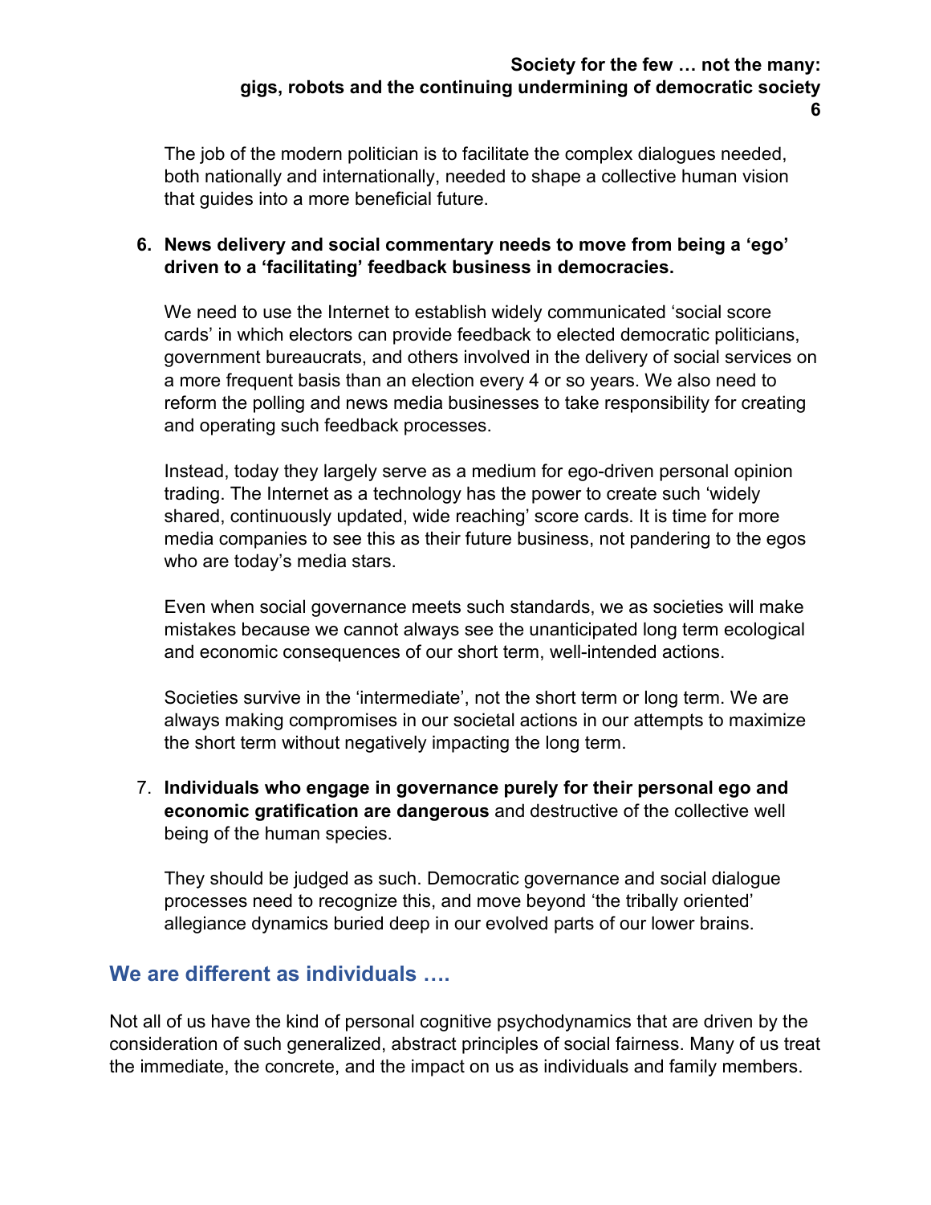The job of the modern politician is to facilitate the complex dialogues needed, both nationally and internationally, needed to shape a collective human vision that guides into a more beneficial future.

6. **News delivery and social commentary needs to move from being a 'ego' driven to a 'facilitating' feedback business in democracies.**

   We need to use the Internet to establish widely communicated 'social score cards' in which electors can provide feedback to elected democratic politicians, government bureaucrats, and others involved in the delivery of social services on a more frequent basis than an election every 4 or so years. We also need to reform the polling and news media businesses to take responsibility for creating and operating such feedback processes.

   Instead, today they largely serve as a medium for ego-driven personal opinion trading. The Internet as a technology has the power to create such 'widely shared, continuously updated, wide reaching' score cards. It is time for more media companies to see this as their future business, not pandering to the egos who are today's media stars.

   Even when social governance meets such standards, we as societies will make mistakes because we cannot always see the unanticipated long term ecological and economic consequences of our short term, well-intended actions.

   Societies survive in the 'intermediate', not the short term or long term. We are always making compromises in our societal actions in our attempts to maximize the short term without negatively impacting the long term.

7. **Individuals who engage in governance purely for their personal ego and economic gratification are dangerous** and destructive of the collective well being of the human species.

   They should be judged as such. Democratic governance and social dialogue processes need to recognize this, and move beyond 'the tribally oriented' allegiance dynamics buried deep in our evolved parts of our lower brains.

## We are different as individuals ….

Not all of us have the kind of personal cognitive psychodynamics that are driven by the consideration of such generalized, abstract principles of social fairness. Many of us treat the immediate, the concrete, and the impact on us as individuals and family members.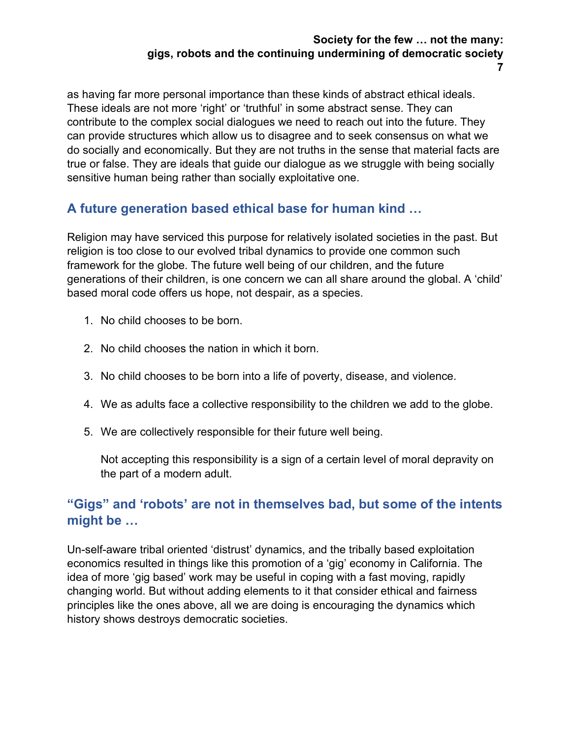as having far more personal importance than these kinds of abstract ethical ideals. These ideals are not more 'right' or 'truthful' in some abstract sense. They can contribute to the complex social dialogues we need to reach out into the future. They can provide structures which allow us to disagree and to seek consensus on what we do socially and economically. But they are not truths in the sense that material facts are true or false. They are ideals that guide our dialogue as we struggle with being socially sensitive human being rather than socially exploitative one.

## A future generation based ethical base for human kind …

Religion may have serviced this purpose for relatively isolated societies in the past. But religion is too close to our evolved tribal dynamics to provide one common such framework for the globe. The future well being of our children, and the future generations of their children, is one concern we can all share around the global. A 'child' based moral code offers us hope, not despair, as a species.

1. No child chooses to be born.

2. No child chooses the nation in which it born.

3. No child chooses to be born into a life of poverty, disease, and violence.

4. We as adults face a collective responsibility to the children we add to the globe.

5. We are collectively responsible for their future well being.

   Not accepting this responsibility is a sign of a certain level of moral depravity on the part of a modern adult.

## "Gigs" and 'robots' are not in themselves bad, but some of the intents might be …

Un-self-aware tribal oriented 'distrust' dynamics, and the tribally based exploitation economics resulted in things like this promotion of a 'gig' economy in California. The idea of more 'gig based' work may be useful in coping with a fast moving, rapidly changing world. But without adding elements to it that consider ethical and fairness principles like the ones above, all we are doing is encouraging the dynamics which history shows destroys democratic societies.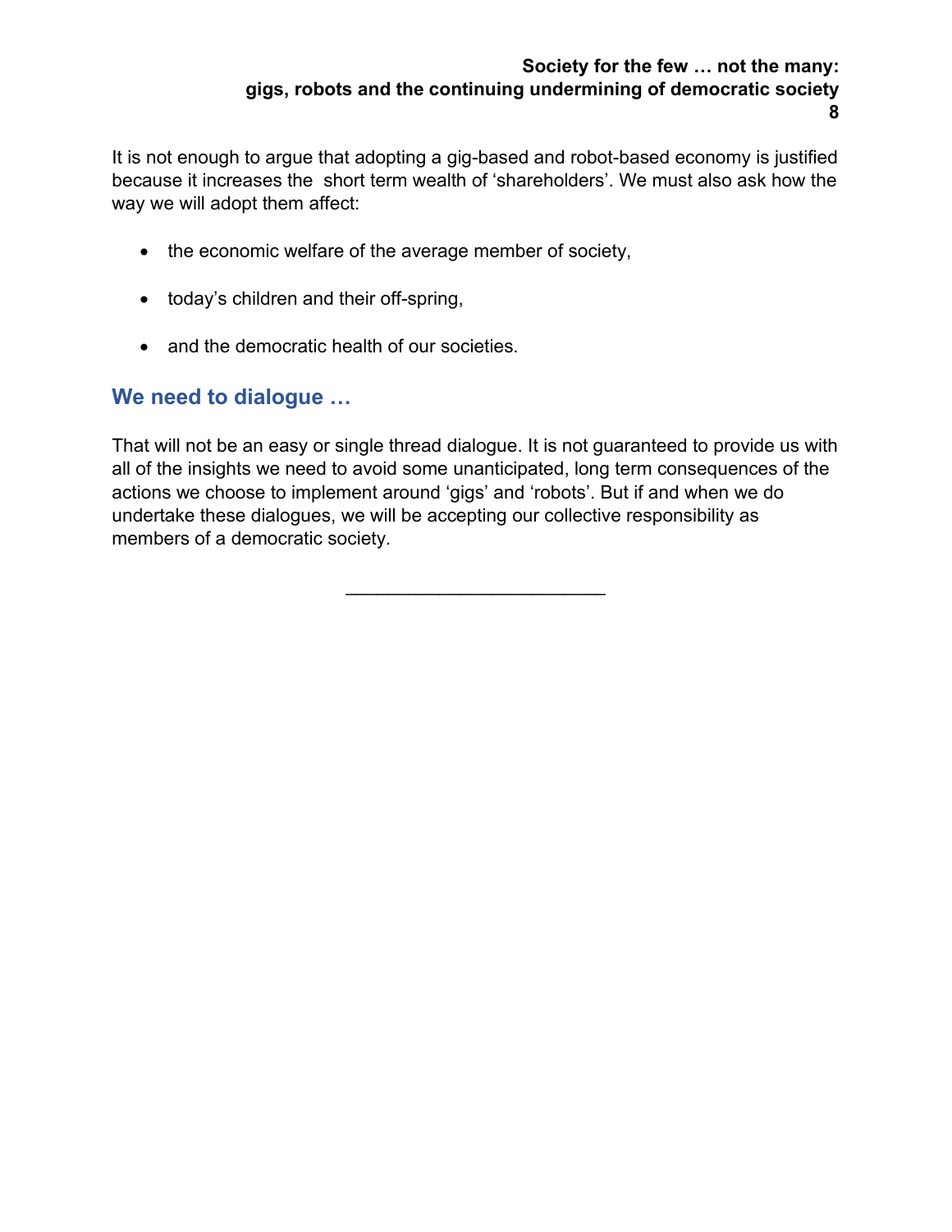It is not enough to argue that adopting a gig-based and robot-based economy is justified because it increases the short term wealth of 'shareholders'. We must also ask how the way we will adopt them affect:

- the economic welfare of the average member of society,
- today's children and their off-spring,
- and the democratic health of our societies.

## We need to dialogue …

That will not be an easy or single thread dialogue. It is not guaranteed to provide us with all of the insights we need to avoid some unanticipated, long term consequences of the actions we choose to implement around 'gigs' and 'robots'. But if and when we do undertake these dialogues, we will be accepting our collective responsibility as members of a democratic society.

---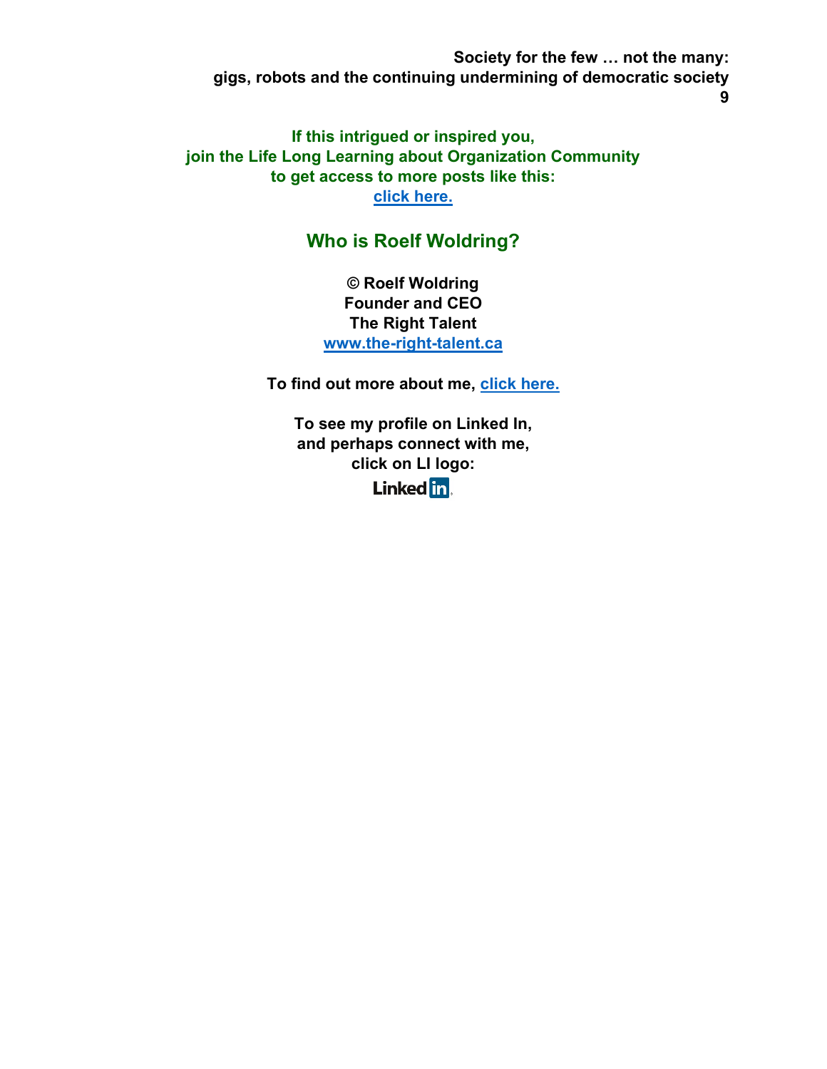**If this intrigued or inspired you,**
**join the Life Long Learning about Organization Community**
**to get access to more posts like this:**
**click here.**

## Who is Roelf Woldring?

**© Roelf Woldring**
**Founder and CEO**
**The Right Talent**
**www.the-right-talent.ca**

**To find out more about me, click here.**

**To see my profile on Linked In,**
**and perhaps connect with me,**
**click on LI logo:**

Linked in